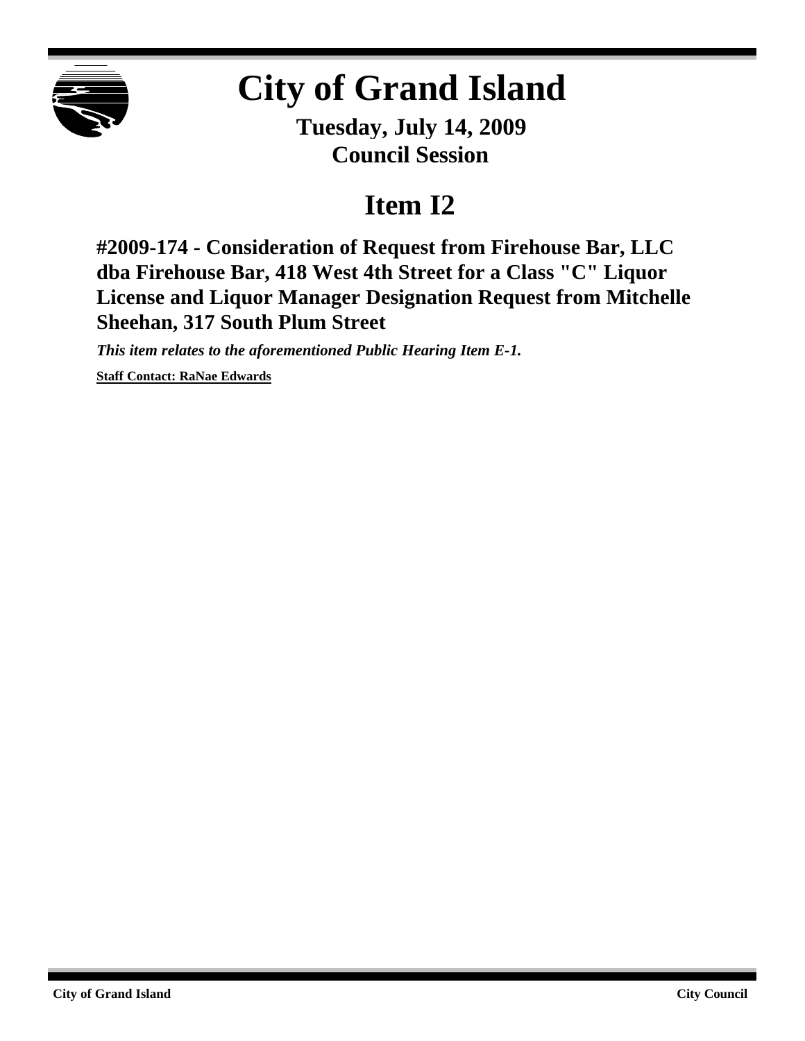# City of Grand Island

**Tuesday, July 14, 2009**
**Council Session**

## Item I2

### #2009-174 - Consideration of Request from Firehouse Bar, LLC dba Firehouse Bar, 418 West 4th Street for a Class "C" Liquor License and Liquor Manager Designation Request from Mitchelle Sheehan, 317 South Plum Street

***This item relates to the aforementioned Public Hearing Item E-1.***

**Staff Contact: RaNae Edwards**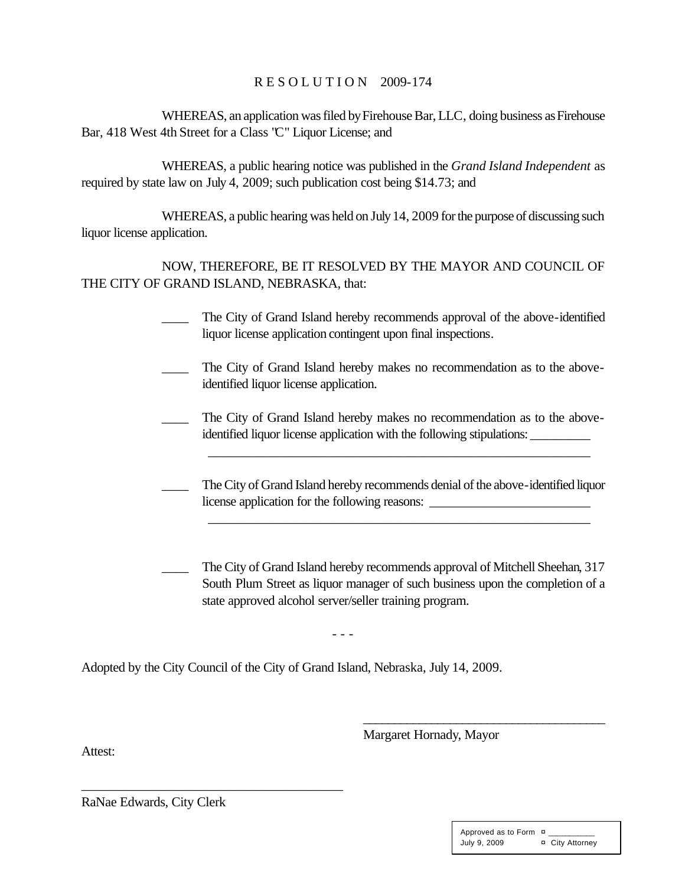# RESOLUTION 2009-174

WHEREAS, an application was filed by Firehouse Bar, LLC, doing business as Firehouse Bar, 418 West 4th Street for a Class "C" Liquor License; and

WHEREAS, a public hearing notice was published in the *Grand Island Independent* as required by state law on July 4, 2009; such publication cost being $14.73; and

WHEREAS, a public hearing was held on July 14, 2009 for the purpose of discussing such liquor license application.

NOW, THEREFORE, BE IT RESOLVED BY THE MAYOR AND COUNCIL OF THE CITY OF GRAND ISLAND, NEBRASKA, that:

____ The City of Grand Island hereby recommends approval of the above-identified liquor license application contingent upon final inspections.

____ The City of Grand Island hereby makes no recommendation as to the above-identified liquor license application.

____ The City of Grand Island hereby makes no recommendation as to the above-identified liquor license application with the following stipulations: _________

_____________________________________________________________

____ The City of Grand Island hereby recommends denial of the above-identified liquor license application for the following reasons: ________________________

_____________________________________________________________

____ The City of Grand Island hereby recommends approval of Mitchell Sheehan, 317 South Plum Street as liquor manager of such business upon the completion of a state approved alcohol server/seller training program.

- - -

Adopted by the City Council of the City of Grand Island, Nebraska, July 14, 2009.

_____________________________________
Margaret Hornady, Mayor

Attest:

_________________________________________
RaNae Edwards, City Clerk

Approved as to Form ¤ __________
July 9, 2009 ¤ City Attorney